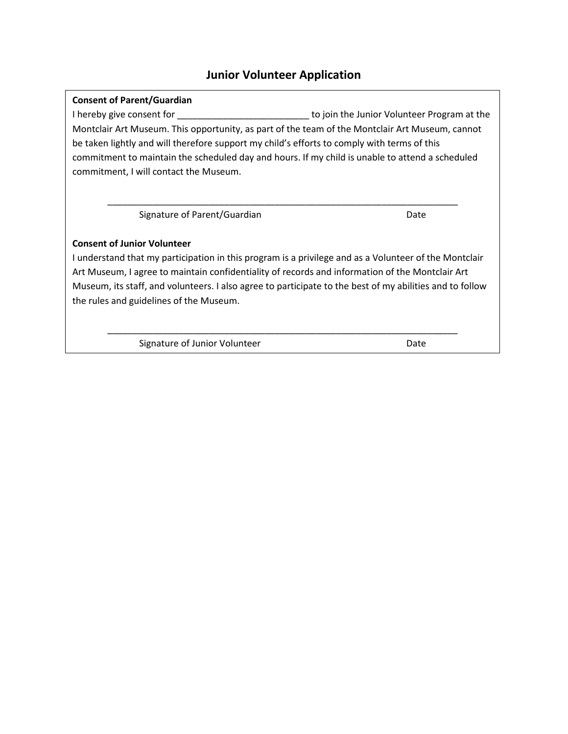# Junior Volunteer Application

**Consent of Parent/Guardian**

I hereby give consent for __________________________ to join the Junior Volunteer Program at the Montclair Art Museum. This opportunity, as part of the team of the Montclair Art Museum, cannot be taken lightly and will therefore support my child's efforts to comply with terms of this commitment to maintain the scheduled day and hours. If my child is unable to attend a scheduled commitment, I will contact the Museum.

______________________________________________________________________

Signature of Parent/Guardian                                        Date

**Consent of Junior Volunteer**

I understand that my participation in this program is a privilege and as a Volunteer of the Montclair Art Museum, I agree to maintain confidentiality of records and information of the Montclair Art Museum, its staff, and volunteers. I also agree to participate to the best of my abilities and to follow the rules and guidelines of the Museum.

______________________________________________________________________

Signature of Junior Volunteer                                        Date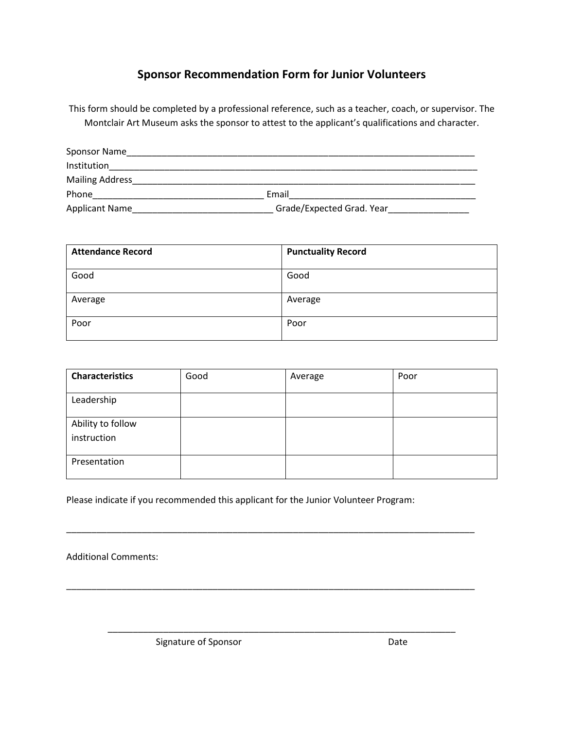## Sponsor Recommendation Form for Junior Volunteers

This form should be completed by a professional reference, such as a teacher, coach, or supervisor. The Montclair Art Museum asks the sponsor to attest to the applicant's qualifications and character.

Sponsor Name_______________________________________________________________________

Institution__________________________________________________________________________

Mailing Address______________________________________________________________________

Phone___________________________________ Email______________________________________

Applicant Name_____________________________ Grade/Expected Grad. Year________________

| **Attendance Record** | **Punctuality Record** |
|---|---|
| Good | Good |
| Average | Average |
| Poor | Poor |

| **Characteristics** | Good | Average | Poor |
|---|---|---|---|
| Leadership | | | |
| Ability to follow instruction | | | |
| Presentation | | | |

Please indicate if you recommended this applicant for the Junior Volunteer Program:

_____________________________________________________________________________________

Additional Comments:

_____________________________________________________________________________________

_________________________________________________________________________

Signature of Sponsor Date